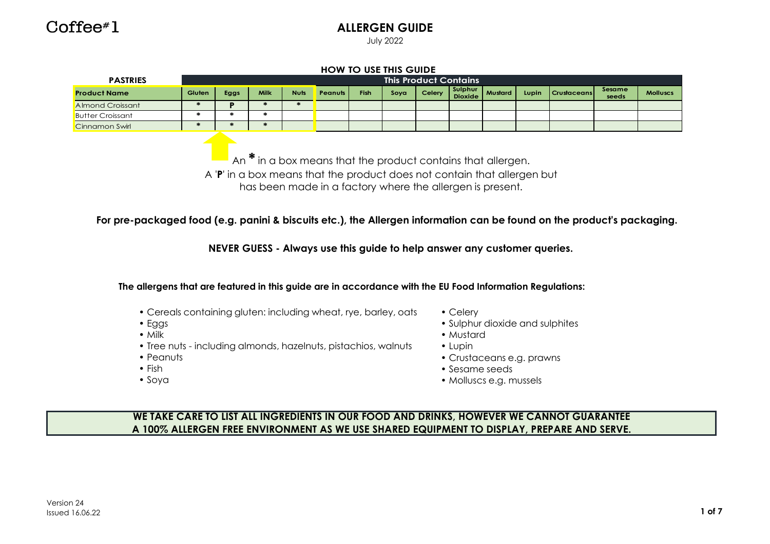Coffee#1

# ALLERGEN GUIDE

July 2022

## HOW TO USE THIS GUIDE

| PASTRIES | This Product Contains | | | | | | | | | | | | | |
|---|---|---|---|---|---|---|---|---|---|---|---|---|---|---|
| **Product Name** | Gluten | Eggs | Milk | Nuts | Peanuts | Fish | Soya | Celery | Sulphur Dioxide | Mustard | Lupin | Crustaceans | Sesame seeds | Molluscs |
| Almond Croissant | * | P | * | * | | | | | | | | | | |
| Butter Croissant | * | * | * | | | | | | | | | | | |
| Cinnamon Swirl | * | * | * | | | | | | | | | | | |

An * in a box means that the product contains that allergen.
A '**P**' in a box means that the product does not contain that allergen but has been made in a factory where the allergen is present.

**For pre-packaged food (e.g. panini & biscuits etc.), the Allergen information can be found on the product's packaging.**

**NEVER GUESS - Always use this guide to help answer any customer queries.**

**The allergens that are featured in this guide are in accordance with the EU Food Information Regulations:**

- Cereals containing gluten: including wheat, rye, barley, oats
- Eggs
- Milk
- Tree nuts - including almonds, hazelnuts, pistachios, walnuts
- Peanuts
- Fish
- Soya
- Celery
- Sulphur dioxide and sulphites
- Mustard
- Lupin
- Crustaceans e.g. prawns
- Sesame seeds
- Molluscs e.g. mussels

**WE TAKE CARE TO LIST ALL INGREDIENTS IN OUR FOOD AND DRINKS, HOWEVER WE CANNOT GUARANTEE A 100% ALLERGEN FREE ENVIRONMENT AS WE USE SHARED EQUIPMENT TO DISPLAY, PREPARE AND SERVE.**

Version 24
Issued 16.06.22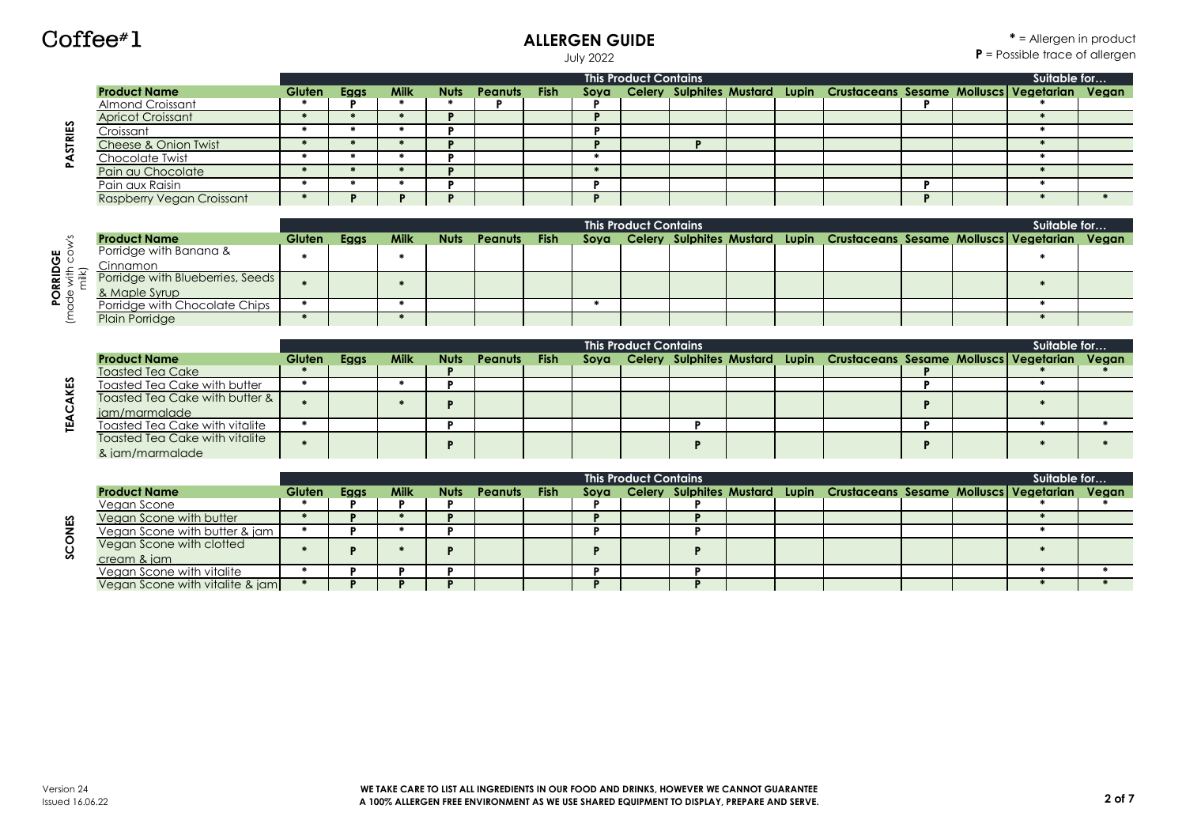# ALLERGEN GUIDE

July 2022

**\*** = Allergen in product
**P** = Possible trace of allergen

## PASTRIES

| | This Product Contains | | | | | | | | | | | | | | Suitable for… | |
|---|---|---|---|---|---|---|---|---|---|---|---|---|---|---|---|---|
| **Product Name** | **Gluten** | **Eggs** | **Milk** | **Nuts** | **Peanuts** | **Fish** | **Soya** | **Celery** | **Sulphites** | **Mustard** | **Lupin** | **Crustaceans** | **Sesame** | **Molluscs** | **Vegetarian** | **Vegan** |
| Almond Croissant | * | P | * | * | P | | P | | | | | | P | | * | |
| Apricot Croissant | * | * | * | P | | | P | | | | | | | | * | |
| Croissant | * | * | * | P | | | P | | | | | | | | * | |
| Cheese & Onion Twist | * | * | * | P | | | P | | P | | | | | | * | |
| Chocolate Twist | * | * | * | P | | | * | | | | | | | | * | |
| Pain au Chocolate | * | * | * | P | | | * | | | | | | | | * | |
| Pain aux Raisin | * | * | * | P | | | P | | | | | | P | | * | |
| Raspberry Vegan Croissant | * | P | P | P | | | P | | | | | | P | | * | * |

## PORRIDGE (made with cow's milk)

| | This Product Contains | | | | | | | | | | | | | | Suitable for… | |
|---|---|---|---|---|---|---|---|---|---|---|---|---|---|---|---|---|
| **Product Name** | **Gluten** | **Eggs** | **Milk** | **Nuts** | **Peanuts** | **Fish** | **Soya** | **Celery** | **Sulphites** | **Mustard** | **Lupin** | **Crustaceans** | **Sesame** | **Molluscs** | **Vegetarian** | **Vegan** |
| Porridge with Banana & Cinnamon | * | | * | | | | | | | | | | | | * | |
| Porridge with Blueberries, Seeds & Maple Syrup | * | | * | | | | | | | | | | | | * | |
| Porridge with Chocolate Chips | * | | * | | | | * | | | | | | | | * | |
| Plain Porridge | * | | * | | | | | | | | | | | | * | |

## TEACAKES

| | This Product Contains | | | | | | | | | | | | | | Suitable for… | |
|---|---|---|---|---|---|---|---|---|---|---|---|---|---|---|---|---|
| **Product Name** | **Gluten** | **Eggs** | **Milk** | **Nuts** | **Peanuts** | **Fish** | **Soya** | **Celery** | **Sulphites** | **Mustard** | **Lupin** | **Crustaceans** | **Sesame** | **Molluscs** | **Vegetarian** | **Vegan** |
| Toasted Tea Cake | * | | | P | | | | | | | | | P | | * | * |
| Toasted Tea Cake with butter | * | | * | P | | | | | | | | | P | | * | |
| Toasted Tea Cake with butter & jam/marmalade | * | | * | P | | | | | | | | | P | | * | |
| Toasted Tea Cake with vitalite | * | | | P | | | | | P | | | | P | | * | * |
| Toasted Tea Cake with vitalite & jam/marmalade | * | | | P | | | | | P | | | | P | | * | * |

## SCONES

| | This Product Contains | | | | | | | | | | | | | | Suitable for… | |
|---|---|---|---|---|---|---|---|---|---|---|---|---|---|---|---|---|
| **Product Name** | **Gluten** | **Eggs** | **Milk** | **Nuts** | **Peanuts** | **Fish** | **Soya** | **Celery** | **Sulphites** | **Mustard** | **Lupin** | **Crustaceans** | **Sesame** | **Molluscs** | **Vegetarian** | **Vegan** |
| Vegan Scone | * | P | P | P | | | P | | P | | | | | | * | * |
| Vegan Scone with butter | * | P | * | P | | | P | | P | | | | | | * | |
| Vegan Scone with butter & jam | * | P | * | P | | | P | | P | | | | | | * | |
| Vegan Scone with clotted cream & jam | * | P | * | P | | | P | | P | | | | | | * | |
| Vegan Scone with vitalite | * | P | P | P | | | P | | P | | | | | | * | * |
| Vegan Scone with vitalite & jam | * | P | P | P | | | P | | P | | | | | | * | * |

Version 24
Issued 16.06.22

**WE TAKE CARE TO LIST ALL INGREDIENTS IN OUR FOOD AND DRINKS, HOWEVER WE CANNOT GUARANTEE A 100% ALLERGEN FREE ENVIRONMENT AS WE USE SHARED EQUIPMENT TO DISPLAY, PREPARE AND SERVE.**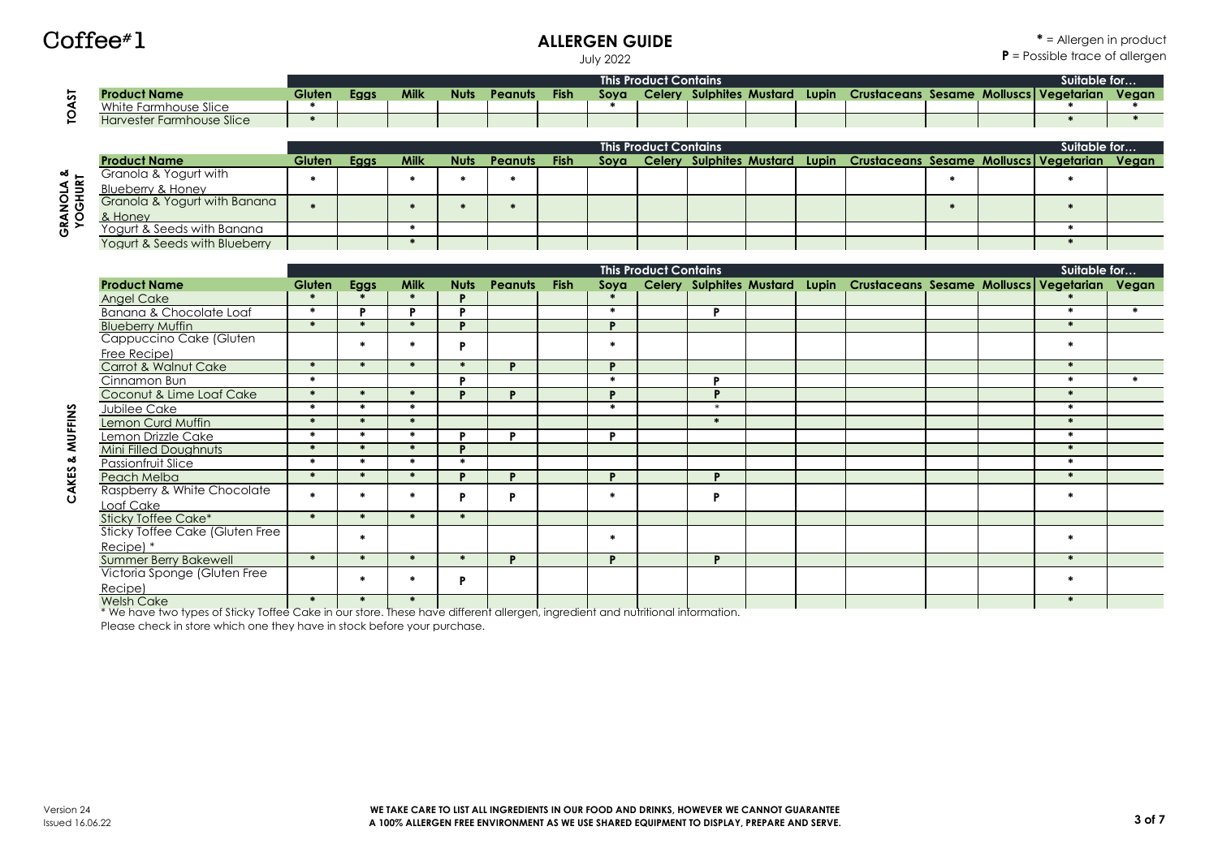Coffee#1

# ALLERGEN GUIDE

July 2022

**\*** = Allergen in product
**P** = Possible trace of allergen

## TOAST

| | This Product Contains | | | | | | | | | | | | | | Suitable for… | |
|---|---|---|---|---|---|---|---|---|---|---|---|---|---|---|---|---|
| **Product Name** | **Gluten** | **Eggs** | **Milk** | **Nuts** | **Peanuts** | **Fish** | **Soya** | **Celery** | **Sulphites** | **Mustard** | **Lupin** | **Crustaceans** | **Sesame** | **Molluscs** | **Vegetarian** | **Vegan** |
| White Farmhouse Slice | * | | | | | | * | | | | | | | | * | * |
| Harvester Farmhouse Slice | * | | | | | | | | | | | | | | * | * |

## GRANOLA & YOGHURT

| | This Product Contains | | | | | | | | | | | | | | Suitable for… | |
|---|---|---|---|---|---|---|---|---|---|---|---|---|---|---|---|---|
| **Product Name** | **Gluten** | **Eggs** | **Milk** | **Nuts** | **Peanuts** | **Fish** | **Soya** | **Celery** | **Sulphites** | **Mustard** | **Lupin** | **Crustaceans** | **Sesame** | **Molluscs** | **Vegetarian** | **Vegan** |
| Granola & Yogurt with Blueberry & Honey | * | | * | * | * | | | | | | | | * | | * | |
| Granola & Yogurt with Banana & Honey | * | | * | * | * | | | | | | | | * | | * | |
| Yogurt & Seeds with Banana | | | * | | | | | | | | | | | | * | |
| Yogurt & Seeds with Blueberry | | | * | | | | | | | | | | | | * | |

## CAKES & MUFFINS

| | This Product Contains | | | | | | | | | | | | | | Suitable for… | |
|---|---|---|---|---|---|---|---|---|---|---|---|---|---|---|---|---|
| **Product Name** | **Gluten** | **Eggs** | **Milk** | **Nuts** | **Peanuts** | **Fish** | **Soya** | **Celery** | **Sulphites** | **Mustard** | **Lupin** | **Crustaceans** | **Sesame** | **Molluscs** | **Vegetarian** | **Vegan** |
| Angel Cake | * | * | * | P | | | * | | | | | | | | * | |
| Banana & Chocolate Loaf | * | P | P | P | | | * | | P | | | | | | * | * |
| Blueberry Muffin | * | * | * | P | | | P | | | | | | | | * | |
| Cappuccino Cake (Gluten Free Recipe) | | * | * | P | | | * | | | | | | | | * | |
| Carrot & Walnut Cake | * | * | * | * | P | | P | | | | | | | | * | |
| Cinnamon Bun | * | | | P | | | * | | P | | | | | | * | * |
| Coconut & Lime Loaf Cake | * | * | * | P | P | | P | | P | | | | | | * | |
| Jubilee Cake | * | * | * | | | | * | | * | | | | | | * | |
| Lemon Curd Muffin | * | * | * | | | | | | * | | | | | | * | |
| Lemon Drizzle Cake | * | * | * | P | P | | P | | | | | | | | * | |
| Mini Filled Doughnuts | * | * | * | P | | | | | | | | | | | * | |
| Passionfruit Slice | * | * | * | * | | | | | | | | | | | * | |
| Peach Melba | * | * | * | P | P | | P | | P | | | | | | * | |
| Raspberry & White Chocolate Loaf Cake | * | * | * | P | P | | * | | P | | | | | | * | |
| Sticky Toffee Cake* | * | * | * | * | | | | | | | | | | | | |
| Sticky Toffee Cake (Gluten Free Recipe) * | | * | | | | | * | | | | | | | | * | |
| Summer Berry Bakewell | * | * | * | * | P | | P | | P | | | | | | * | |
| Victoria Sponge (Gluten Free Recipe) | | * | * | P | | | | | | | | | | | * | |
| Welsh Cake | * | * | * | | | | | | | | | | | | * | |

* We have two types of Sticky Toffee Cake in our store. These have different allergen, ingredient and nutritional information.
Please check in store which one they have in stock before your purchase.

Version 24
Issued 16.06.22

**WE TAKE CARE TO LIST ALL INGREDIENTS IN OUR FOOD AND DRINKS, HOWEVER WE CANNOT GUARANTEE A 100% ALLERGEN FREE ENVIRONMENT AS WE USE SHARED EQUIPMENT TO DISPLAY, PREPARE AND SERVE.**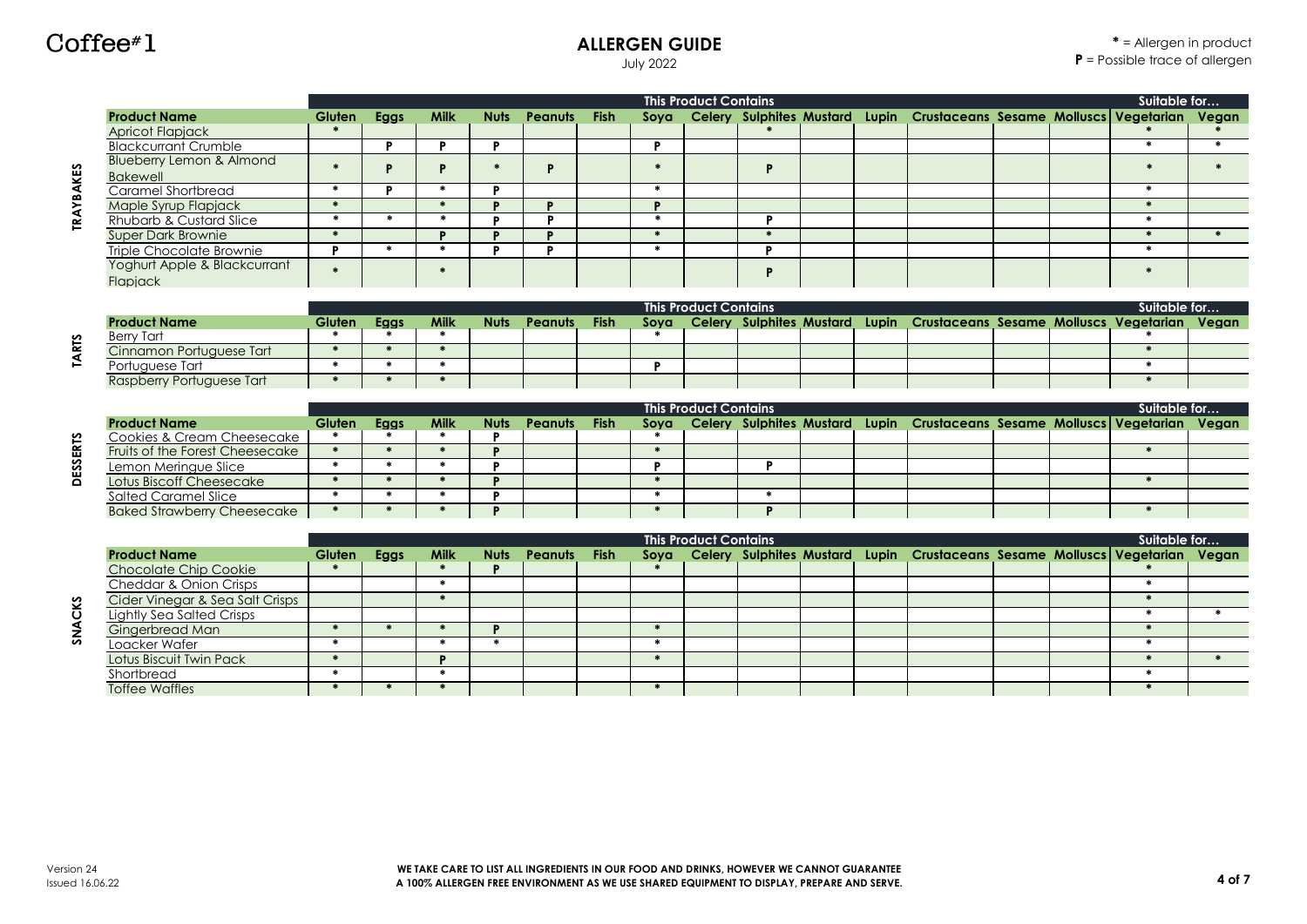Coffee#1

# ALLERGEN GUIDE

July 2022

* = Allergen in product
**P** = Possible trace of allergen

## TRAYBAKES

| Product Name | This Product Contains | | | | | | | | | | | | | | Suitable for… | |
|---|---|---|---|---|---|---|---|---|---|---|---|---|---|---|---|---|
| | Gluten | Eggs | Milk | Nuts | Peanuts | Fish | Soya | Celery | Sulphites | Mustard | Lupin | Crustaceans | Sesame | Molluscs | Vegetarian | Vegan |
| Apricot Flapjack | * | | | | | | | | * | | | | | | * | * |
| Blackcurrant Crumble | | P | P | P | | | P | | | | | | | | * | * |
| Blueberry Lemon & Almond Bakewell | * | P | P | * | P | | * | | P | | | | | | * | * |
| Caramel Shortbread | * | P | * | P | | | * | | | | | | | | * | |
| Maple Syrup Flapjack | * | | * | P | P | | P | | | | | | | | * | |
| Rhubarb & Custard Slice | * | * | * | P | P | | * | | P | | | | | | * | |
| Super Dark Brownie | * | | P | P | P | | * | | * | | | | | | * | * |
| Triple Chocolate Brownie | P | * | * | P | P | | * | | P | | | | | | * | |
| Yoghurt Apple & Blackcurrant Flapjack | * | | * | | | | | | P | | | | | | * | |

## TARTS

| Product Name | This Product Contains | | | | | | | | | | | | | | Suitable for… | |
|---|---|---|---|---|---|---|---|---|---|---|---|---|---|---|---|---|
| | Gluten | Eggs | Milk | Nuts | Peanuts | Fish | Soya | Celery | Sulphites | Mustard | Lupin | Crustaceans | Sesame | Molluscs | Vegetarian | Vegan |
| Berry Tart | * | * | * | | | | * | | | | | | | | * | |
| Cinnamon Portuguese Tart | * | * | * | | | | | | | | | | | | * | |
| Portuguese Tart | * | * | * | | | | P | | | | | | | | * | |
| Raspberry Portuguese Tart | * | * | * | | | | | | | | | | | | * | |

## DESSERTS

| Product Name | This Product Contains | | | | | | | | | | | | | | Suitable for… | |
|---|---|---|---|---|---|---|---|---|---|---|---|---|---|---|---|---|
| | Gluten | Eggs | Milk | Nuts | Peanuts | Fish | Soya | Celery | Sulphites | Mustard | Lupin | Crustaceans | Sesame | Molluscs | Vegetarian | Vegan |
| Cookies & Cream Cheesecake | * | * | * | P | | | * | | | | | | | | | |
| Fruits of the Forest Cheesecake | * | * | * | P | | | * | | | | | | | | * | |
| Lemon Meringue Slice | * | * | * | P | | | P | | P | | | | | | | |
| Lotus Biscoff Cheesecake | * | * | * | P | | | * | | | | | | | | * | |
| Salted Caramel Slice | * | * | * | P | | | * | | * | | | | | | | |
| Baked Strawberry Cheesecake | * | * | * | P | | | * | | P | | | | | | * | |

## SNACKS

| Product Name | This Product Contains | | | | | | | | | | | | | | Suitable for… | |
|---|---|---|---|---|---|---|---|---|---|---|---|---|---|---|---|---|
| | Gluten | Eggs | Milk | Nuts | Peanuts | Fish | Soya | Celery | Sulphites | Mustard | Lupin | Crustaceans | Sesame | Molluscs | Vegetarian | Vegan |
| Chocolate Chip Cookie | * | | * | P | | | * | | | | | | | | * | |
| Cheddar & Onion Crisps | | | * | | | | | | | | | | | | * | |
| Cider Vinegar & Sea Salt Crisps | | | * | | | | | | | | | | | | * | |
| Lightly Sea Salted Crisps | | | | | | | | | | | | | | | * | * |
| Gingerbread Man | * | * | * | P | | | * | | | | | | | | * | |
| Loacker Wafer | * | | * | * | | | * | | | | | | | | * | |
| Lotus Biscuit Twin Pack | * | | P | | | | * | | | | | | | | * | * |
| Shortbread | * | | * | | | | | | | | | | | | * | |
| Toffee Waffles | * | * | * | | | | * | | | | | | | | * | |

Version 24
Issued 16.06.22

**WE TAKE CARE TO LIST ALL INGREDIENTS IN OUR FOOD AND DRINKS, HOWEVER WE CANNOT GUARANTEE A 100% ALLERGEN FREE ENVIRONMENT AS WE USE SHARED EQUIPMENT TO DISPLAY, PREPARE AND SERVE.**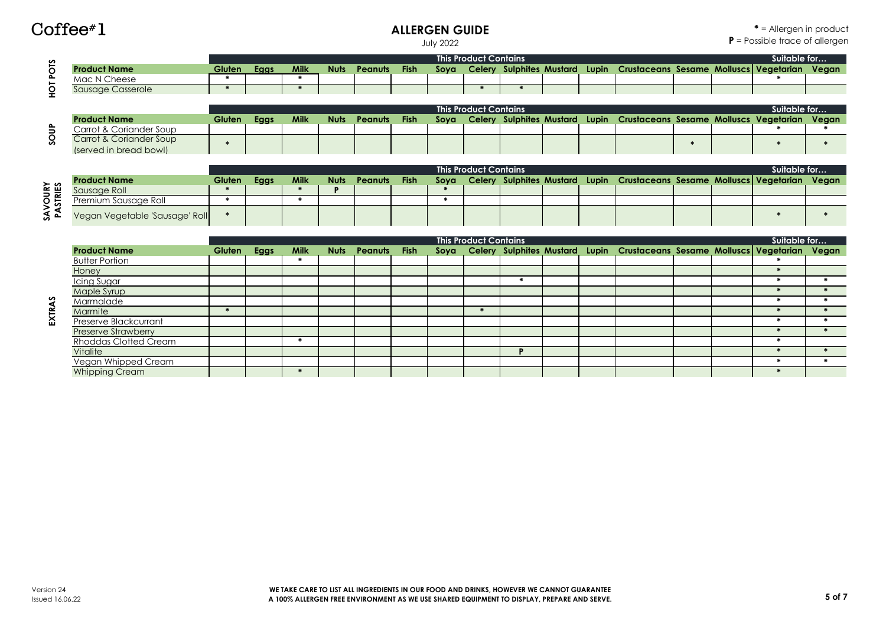# Coffee#1

## ALLERGEN GUIDE

July 2022

**\*** = Allergen in product
**P** = Possible trace of allergen

### HOT POTS

| | This Product Contains | | | | | | | | | | | | | | Suitable for… | |
|---|---|---|---|---|---|---|---|---|---|---|---|---|---|---|---|---|
| **Product Name** | **Gluten** | **Eggs** | **Milk** | **Nuts** | **Peanuts** | **Fish** | **Soya** | **Celery** | **Sulphites** | **Mustard** | **Lupin** | **Crustaceans** | **Sesame** | **Molluscs** | **Vegetarian** | **Vegan** |
| Mac N Cheese | * | | * | | | | | | | | | | | | * | |
| Sausage Casserole | * | | * | | | | | * | * | | | | | | | |

### SOUP

| | This Product Contains | | | | | | | | | | | | | | Suitable for… | |
|---|---|---|---|---|---|---|---|---|---|---|---|---|---|---|---|---|
| **Product Name** | **Gluten** | **Eggs** | **Milk** | **Nuts** | **Peanuts** | **Fish** | **Soya** | **Celery** | **Sulphites** | **Mustard** | **Lupin** | **Crustaceans** | **Sesame** | **Molluscs** | **Vegetarian** | **Vegan** |
| Carrot & Coriander Soup | | | | | | | | | | | | | | | * | * |
| Carrot & Coriander Soup (served in bread bowl) | * | | | | | | | | | | | | * | | * | * |

### SAVOURY PASTRIES

| | This Product Contains | | | | | | | | | | | | | | Suitable for… | |
|---|---|---|---|---|---|---|---|---|---|---|---|---|---|---|---|---|
| **Product Name** | **Gluten** | **Eggs** | **Milk** | **Nuts** | **Peanuts** | **Fish** | **Soya** | **Celery** | **Sulphites** | **Mustard** | **Lupin** | **Crustaceans** | **Sesame** | **Molluscs** | **Vegetarian** | **Vegan** |
| Sausage Roll | * | | * | P | | | * | | | | | | | | | |
| Premium Sausage Roll | * | | * | | | | * | | | | | | | | | |
| Vegan Vegetable 'Sausage' Roll | * | | | | | | | | | | | | | | * | * |

### EXTRAS

| | This Product Contains | | | | | | | | | | | | | | Suitable for… | |
|---|---|---|---|---|---|---|---|---|---|---|---|---|---|---|---|---|
| **Product Name** | **Gluten** | **Eggs** | **Milk** | **Nuts** | **Peanuts** | **Fish** | **Soya** | **Celery** | **Sulphites** | **Mustard** | **Lupin** | **Crustaceans** | **Sesame** | **Molluscs** | **Vegetarian** | **Vegan** |
| Butter Portion | | | * | | | | | | | | | | | | * | |
| Honey | | | | | | | | | | | | | | | * | |
| Icing Sugar | | | | | | | | | * | | | | | | * | * |
| Maple Syrup | | | | | | | | | | | | | | | * | * |
| Marmalade | | | | | | | | | | | | | | | * | * |
| Marmite | * | | | | | | | * | | | | | | | * | * |
| Preserve Blackcurrant | | | | | | | | | | | | | | | * | * |
| Preserve Strawberry | | | | | | | | | | | | | | | * | * |
| Rhoddas Clotted Cream | | | * | | | | | | | | | | | | * | |
| Vitalite | | | | | | | | | P | | | | | | * | * |
| Vegan Whipped Cream | | | | | | | | | | | | | | | * | * |
| Whipping Cream | | | * | | | | | | | | | | | | * | |

Version 24
Issued 16.06.22

**WE TAKE CARE TO LIST ALL INGREDIENTS IN OUR FOOD AND DRINKS, HOWEVER WE CANNOT GUARANTEE A 100% ALLERGEN FREE ENVIRONMENT AS WE USE SHARED EQUIPMENT TO DISPLAY, PREPARE AND SERVE.**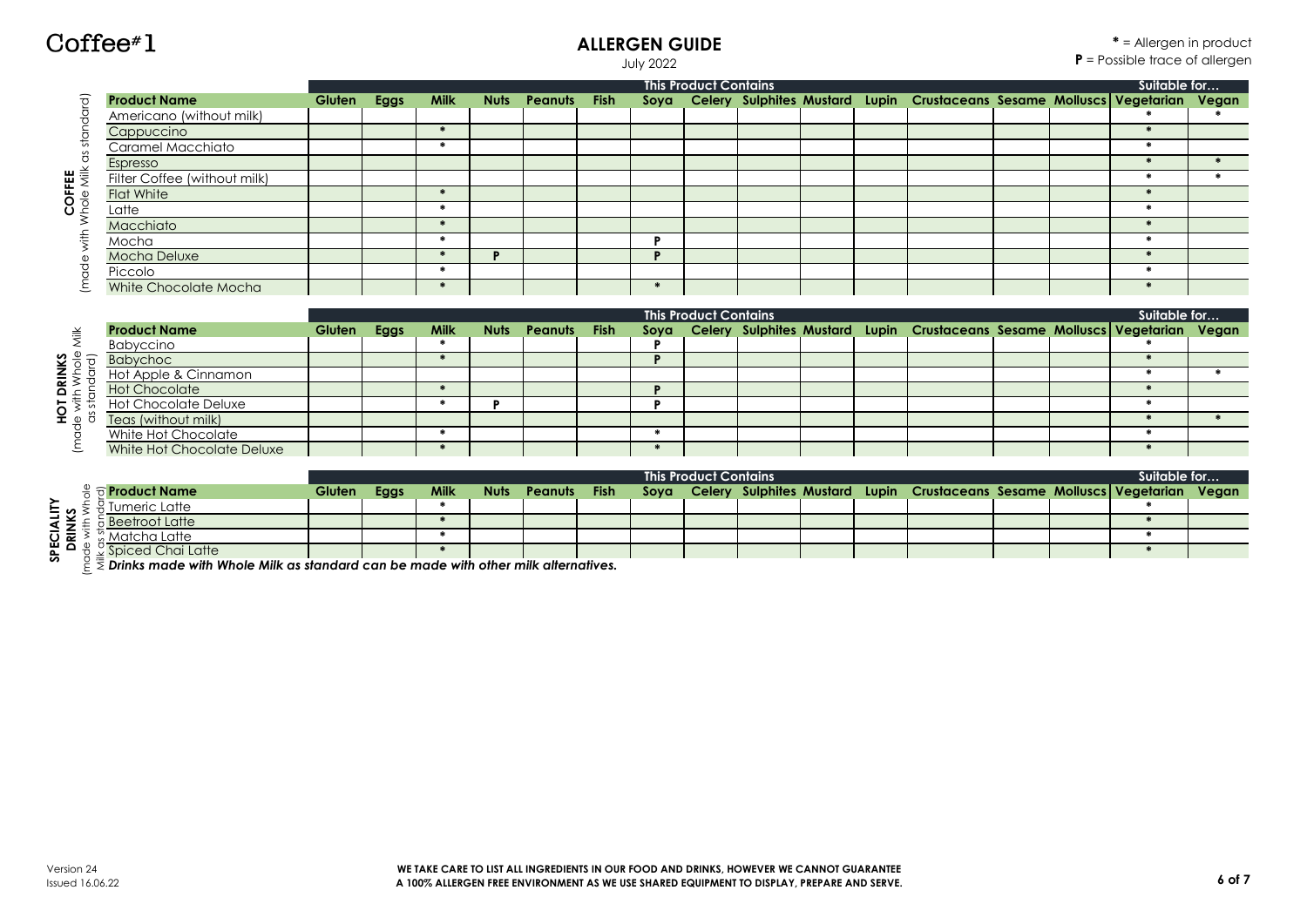Coffee#1

# ALLERGEN GUIDE

July 2022

**\*** = Allergen in product
**P** = Possible trace of allergen

## COFFEE (made with Whole Milk as standard)

| Product Name | Gluten | Eggs | Milk | Nuts | Peanuts | Fish | Soya | Celery | Sulphites | Mustard | Lupin | Crustaceans | Sesame | Molluscs | Vegetarian | Vegan |
|---|---|---|---|---|---|---|---|---|---|---|---|---|---|---|---|---|
| | This Product Contains | | | | | | | | | | | | | | Suitable for… | |
| Americano (without milk) | | | | | | | | | | | | | | | * | * |
| Cappuccino | | | * | | | | | | | | | | | | * | |
| Caramel Macchiato | | | * | | | | | | | | | | | | * | |
| Espresso | | | | | | | | | | | | | | | * | * |
| Filter Coffee (without milk) | | | | | | | | | | | | | | | * | * |
| Flat White | | | * | | | | | | | | | | | | * | |
| Latte | | | * | | | | | | | | | | | | * | |
| Macchiato | | | * | | | | | | | | | | | | * | |
| Mocha | | | * | | | | P | | | | | | | | * | |
| Mocha Deluxe | | | * | P | | | P | | | | | | | | * | |
| Piccolo | | | * | | | | | | | | | | | | * | |
| White Chocolate Mocha | | | * | | | | * | | | | | | | | * | |

## HOT DRINKS (made with Whole Milk as standard)

| Product Name | Gluten | Eggs | Milk | Nuts | Peanuts | Fish | Soya | Celery | Sulphites | Mustard | Lupin | Crustaceans | Sesame | Molluscs | Vegetarian | Vegan |
|---|---|---|---|---|---|---|---|---|---|---|---|---|---|---|---|---|
| | This Product Contains | | | | | | | | | | | | | | Suitable for… | |
| Babyccino | | | * | | | | P | | | | | | | | * | |
| Babychoc | | | * | | | | P | | | | | | | | * | |
| Hot Apple & Cinnamon | | | | | | | | | | | | | | | * | * |
| Hot Chocolate | | | * | | | | P | | | | | | | | * | |
| Hot Chocolate Deluxe | | | * | P | | | P | | | | | | | | * | |
| Teas (without milk) | | | | | | | | | | | | | | | * | * |
| White Hot Chocolate | | | * | | | | * | | | | | | | | * | |
| White Hot Chocolate Deluxe | | | * | | | | * | | | | | | | | * | |

## SPECIALITY DRINKS (made with Whole Milk as standard)

| Product Name | Gluten | Eggs | Milk | Nuts | Peanuts | Fish | Soya | Celery | Sulphites | Mustard | Lupin | Crustaceans | Sesame | Molluscs | Vegetarian | Vegan |
|---|---|---|---|---|---|---|---|---|---|---|---|---|---|---|---|---|
| | This Product Contains | | | | | | | | | | | | | | Suitable for… | |
| Tumeric Latte | | | * | | | | | | | | | | | | * | |
| Beetroot Latte | | | * | | | | | | | | | | | | * | |
| Matcha Latte | | | * | | | | | | | | | | | | * | |
| Spiced Chai Latte | | | * | | | | | | | | | | | | * | |

***Drinks made with Whole Milk as standard can be made with other milk alternatives.***

Version 24
Issued 16.06.22

**WE TAKE CARE TO LIST ALL INGREDIENTS IN OUR FOOD AND DRINKS, HOWEVER WE CANNOT GUARANTEE A 100% ALLERGEN FREE ENVIRONMENT AS WE USE SHARED EQUIPMENT TO DISPLAY, PREPARE AND SERVE.**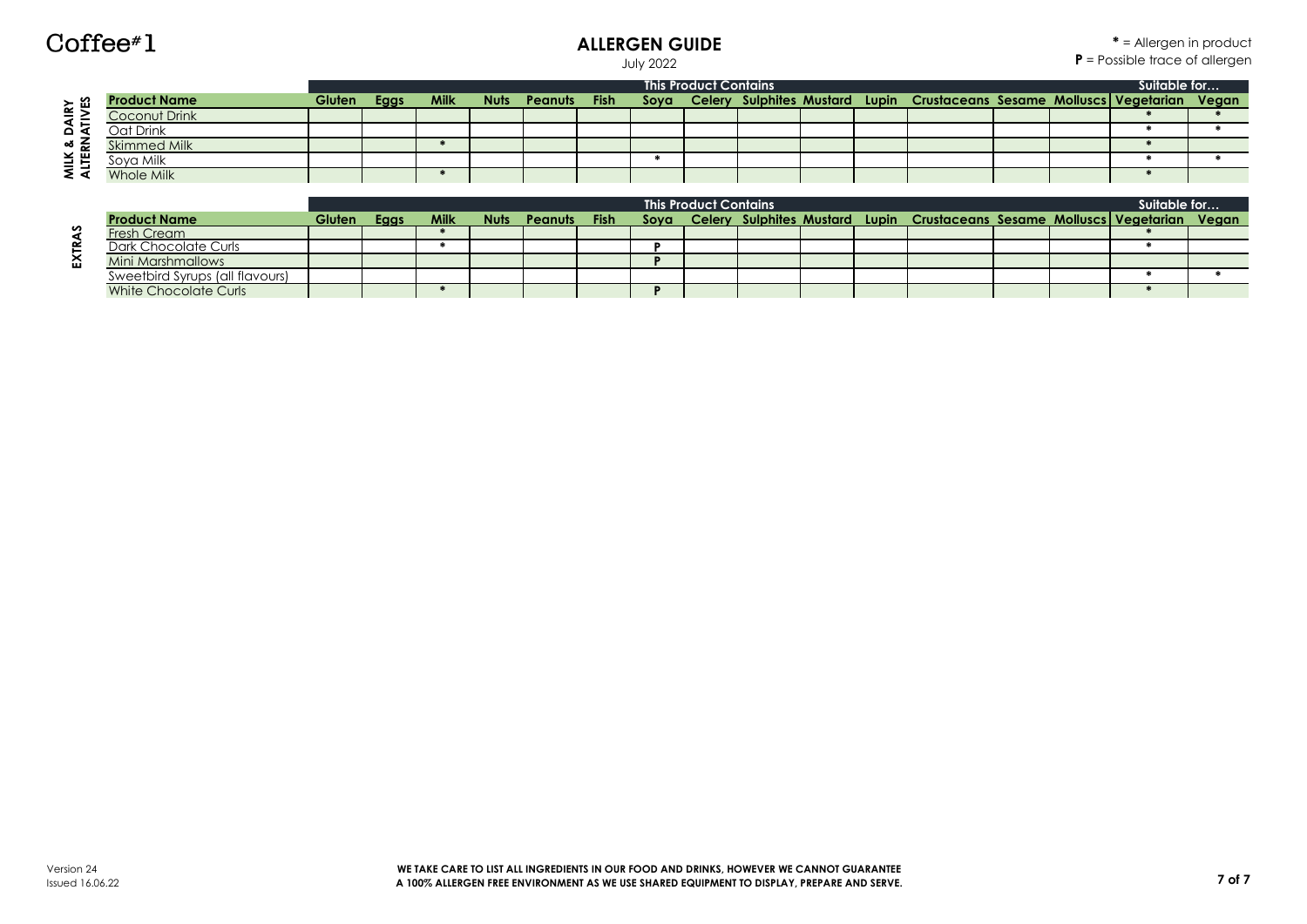Coffee#1

# ALLERGEN GUIDE

July 2022

* = Allergen in product
**P** = Possible trace of allergen

**MILK & DAIRY ALTERNATIVES**

| | This Product Contains | | | | | | | | | | | | | | Suitable for… | |
|---|---|---|---|---|---|---|---|---|---|---|---|---|---|---|---|---|
| **Product Name** | **Gluten** | **Eggs** | **Milk** | **Nuts** | **Peanuts** | **Fish** | **Soya** | **Celery** | **Sulphites** | **Mustard** | **Lupin** | **Crustaceans** | **Sesame** | **Molluscs** | **Vegetarian** | **Vegan** |
| Coconut Drink | | | | | | | | | | | | | | | * | * |
| Oat Drink | | | | | | | | | | | | | | | * | * |
| Skimmed Milk | | | * | | | | | | | | | | | | * | |
| Soya Milk | | | | | | | * | | | | | | | | * | * |
| Whole Milk | | | * | | | | | | | | | | | | * | |

**EXTRAS**

| | This Product Contains | | | | | | | | | | | | | | Suitable for… | |
|---|---|---|---|---|---|---|---|---|---|---|---|---|---|---|---|---|
| **Product Name** | **Gluten** | **Eggs** | **Milk** | **Nuts** | **Peanuts** | **Fish** | **Soya** | **Celery** | **Sulphites** | **Mustard** | **Lupin** | **Crustaceans** | **Sesame** | **Molluscs** | **Vegetarian** | **Vegan** |
| Fresh Cream | | | * | | | | | | | | | | | | * | |
| Dark Chocolate Curls | | | * | | | | P | | | | | | | | * | |
| Mini Marshmallows | | | | | | | P | | | | | | | | | |
| Sweetbird Syrups (all flavours) | | | | | | | | | | | | | | | * | * |
| White Chocolate Curls | | | * | | | | P | | | | | | | | * | |

Version 24
Issued 16.06.22

**WE TAKE CARE TO LIST ALL INGREDIENTS IN OUR FOOD AND DRINKS, HOWEVER WE CANNOT GUARANTEE A 100% ALLERGEN FREE ENVIRONMENT AS WE USE SHARED EQUIPMENT TO DISPLAY, PREPARE AND SERVE.**